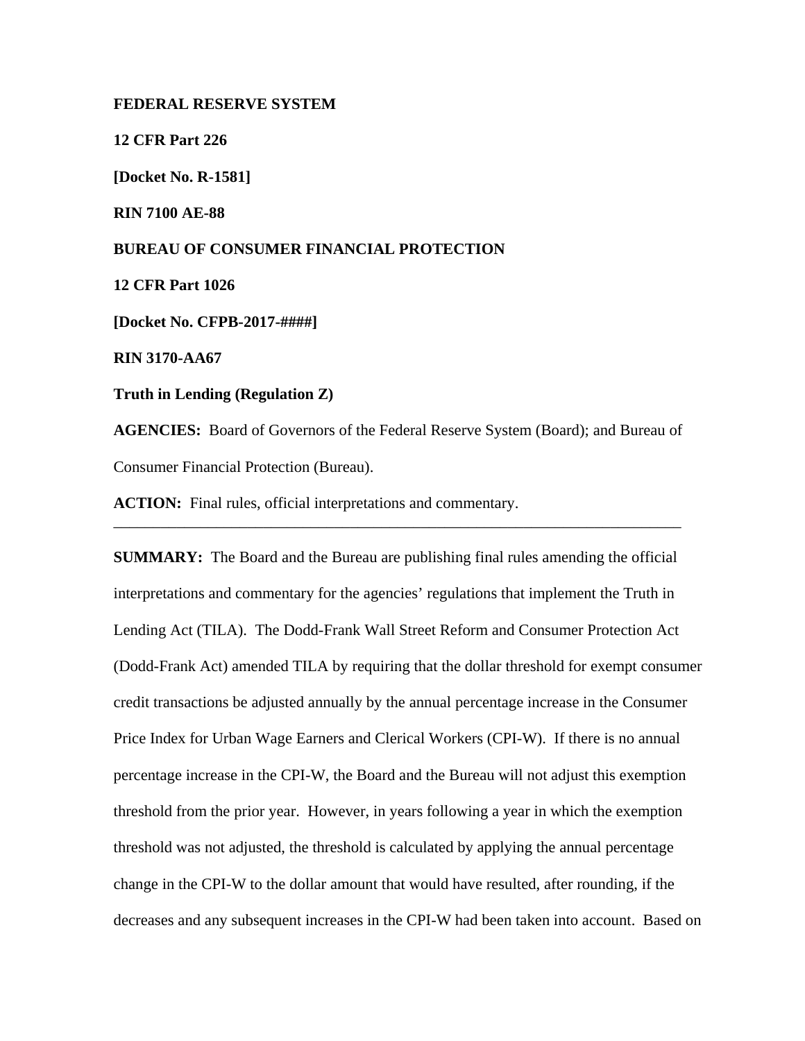**FEDERAL RESERVE SYSTEM**

**12 CFR Part 226**

**[Docket No. R-1581]**

**RIN 7100 AE-88**

**BUREAU OF CONSUMER FINANCIAL PROTECTION**

**12 CFR Part 1026**

**[Docket No. CFPB-2017-####]**

**RIN 3170-AA67**

**Truth in Lending (Regulation Z)**

**AGENCIES:** Board of Governors of the Federal Reserve System (Board); and Bureau of Consumer Financial Protection (Bureau).

**ACTION:** Final rules, official interpretations and commentary.

---

**SUMMARY:** The Board and the Bureau are publishing final rules amending the official interpretations and commentary for the agencies' regulations that implement the Truth in Lending Act (TILA). The Dodd-Frank Wall Street Reform and Consumer Protection Act (Dodd-Frank Act) amended TILA by requiring that the dollar threshold for exempt consumer credit transactions be adjusted annually by the annual percentage increase in the Consumer Price Index for Urban Wage Earners and Clerical Workers (CPI-W). If there is no annual percentage increase in the CPI-W, the Board and the Bureau will not adjust this exemption threshold from the prior year. However, in years following a year in which the exemption threshold was not adjusted, the threshold is calculated by applying the annual percentage change in the CPI-W to the dollar amount that would have resulted, after rounding, if the decreases and any subsequent increases in the CPI-W had been taken into account. Based on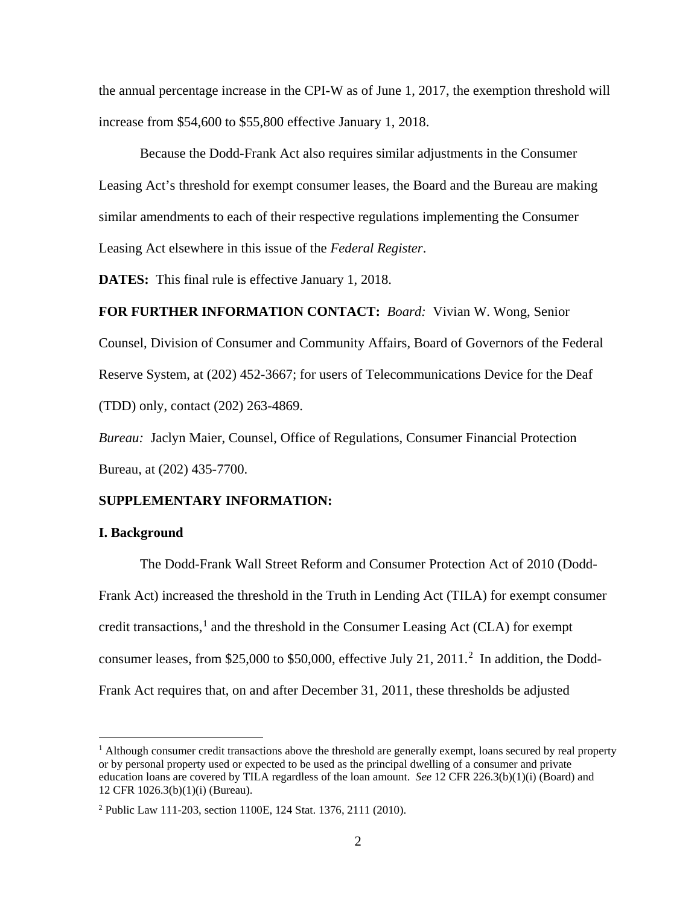the annual percentage increase in the CPI-W as of June 1, 2017, the exemption threshold will increase from $54,600 to $55,800 effective January 1, 2018.

Because the Dodd-Frank Act also requires similar adjustments in the Consumer Leasing Act's threshold for exempt consumer leases, the Board and the Bureau are making similar amendments to each of their respective regulations implementing the Consumer Leasing Act elsewhere in this issue of the *Federal Register*.

**DATES:** This final rule is effective January 1, 2018.

**FOR FURTHER INFORMATION CONTACT:** *Board:* Vivian W. Wong, Senior Counsel, Division of Consumer and Community Affairs, Board of Governors of the Federal Reserve System, at (202) 452-3667; for users of Telecommunications Device for the Deaf (TDD) only, contact (202) 263-4869.

*Bureau:* Jaclyn Maier, Counsel, Office of Regulations, Consumer Financial Protection Bureau, at (202) 435-7700.

**SUPPLEMENTARY INFORMATION:**

**I. Background**

The Dodd-Frank Wall Street Reform and Consumer Protection Act of 2010 (Dodd-Frank Act) increased the threshold in the Truth in Lending Act (TILA) for exempt consumer credit transactions,[1] and the threshold in the Consumer Leasing Act (CLA) for exempt consumer leases, from $25,000 to $50,000, effective July 21, 2011.[2] In addition, the Dodd-Frank Act requires that, on and after December 31, 2011, these thresholds be adjusted

---

[1] Although consumer credit transactions above the threshold are generally exempt, loans secured by real property or by personal property used or expected to be used as the principal dwelling of a consumer and private education loans are covered by TILA regardless of the loan amount. *See* 12 CFR 226.3(b)(1)(i) (Board) and 12 CFR 1026.3(b)(1)(i) (Bureau).

[2] Public Law 111-203, section 1100E, 124 Stat. 1376, 2111 (2010).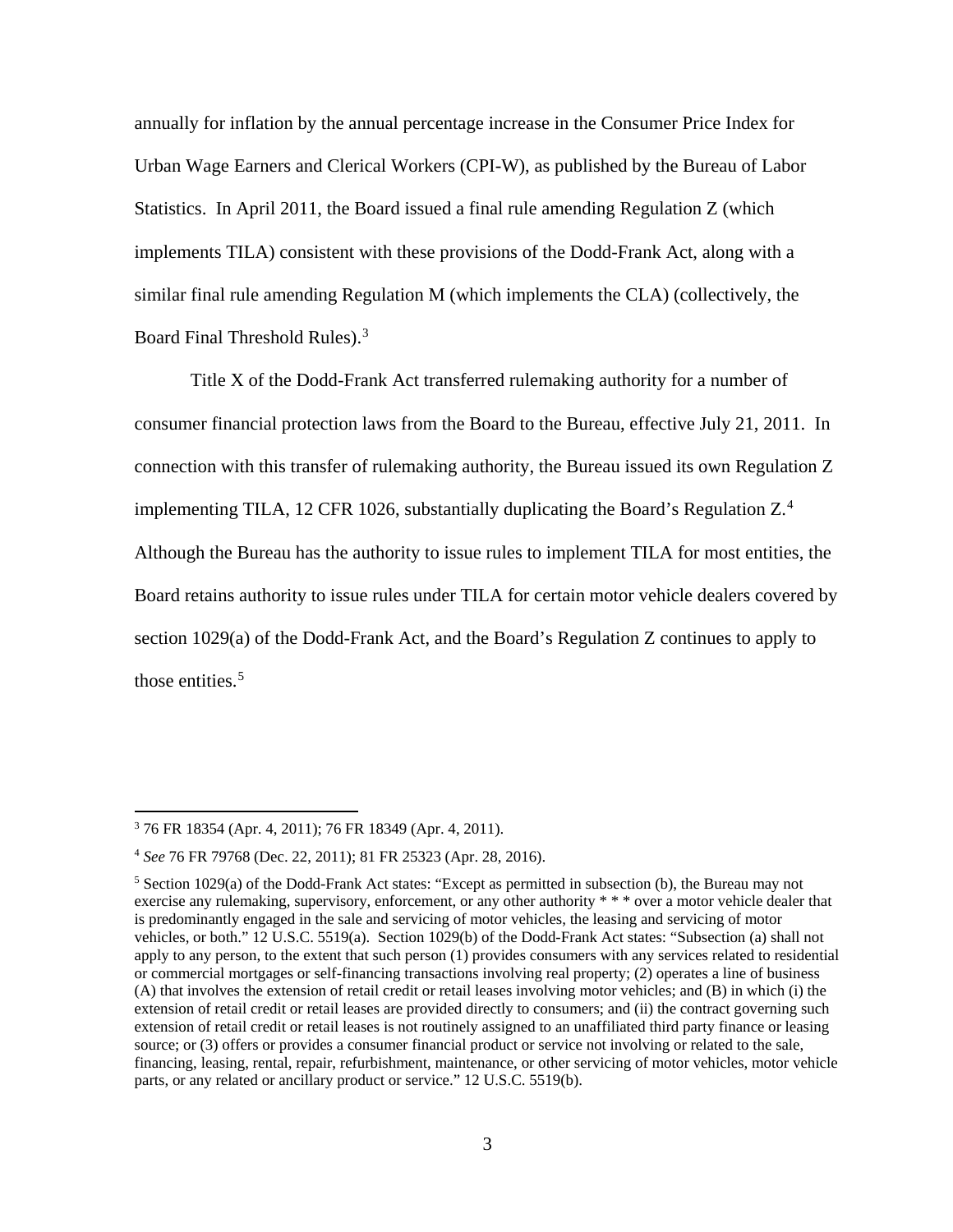annually for inflation by the annual percentage increase in the Consumer Price Index for Urban Wage Earners and Clerical Workers (CPI-W), as published by the Bureau of Labor Statistics. In April 2011, the Board issued a final rule amending Regulation Z (which implements TILA) consistent with these provisions of the Dodd-Frank Act, along with a similar final rule amending Regulation M (which implements the CLA) (collectively, the Board Final Threshold Rules).[3]

Title X of the Dodd-Frank Act transferred rulemaking authority for a number of consumer financial protection laws from the Board to the Bureau, effective July 21, 2011. In connection with this transfer of rulemaking authority, the Bureau issued its own Regulation Z implementing TILA, 12 CFR 1026, substantially duplicating the Board's Regulation Z.[4] Although the Bureau has the authority to issue rules to implement TILA for most entities, the Board retains authority to issue rules under TILA for certain motor vehicle dealers covered by section 1029(a) of the Dodd-Frank Act, and the Board's Regulation Z continues to apply to those entities.[5]

---

[3] 76 FR 18354 (Apr. 4, 2011); 76 FR 18349 (Apr. 4, 2011).

[4] *See* 76 FR 79768 (Dec. 22, 2011); 81 FR 25323 (Apr. 28, 2016).

[5] Section 1029(a) of the Dodd-Frank Act states: "Except as permitted in subsection (b), the Bureau may not exercise any rulemaking, supervisory, enforcement, or any other authority * * * over a motor vehicle dealer that is predominantly engaged in the sale and servicing of motor vehicles, the leasing and servicing of motor vehicles, or both." 12 U.S.C. 5519(a). Section 1029(b) of the Dodd-Frank Act states: "Subsection (a) shall not apply to any person, to the extent that such person (1) provides consumers with any services related to residential or commercial mortgages or self-financing transactions involving real property; (2) operates a line of business (A) that involves the extension of retail credit or retail leases involving motor vehicles; and (B) in which (i) the extension of retail credit or retail leases are provided directly to consumers; and (ii) the contract governing such extension of retail credit or retail leases is not routinely assigned to an unaffiliated third party finance or leasing source; or (3) offers or provides a consumer financial product or service not involving or related to the sale, financing, leasing, rental, repair, refurbishment, maintenance, or other servicing of motor vehicles, motor vehicle parts, or any related or ancillary product or service." 12 U.S.C. 5519(b).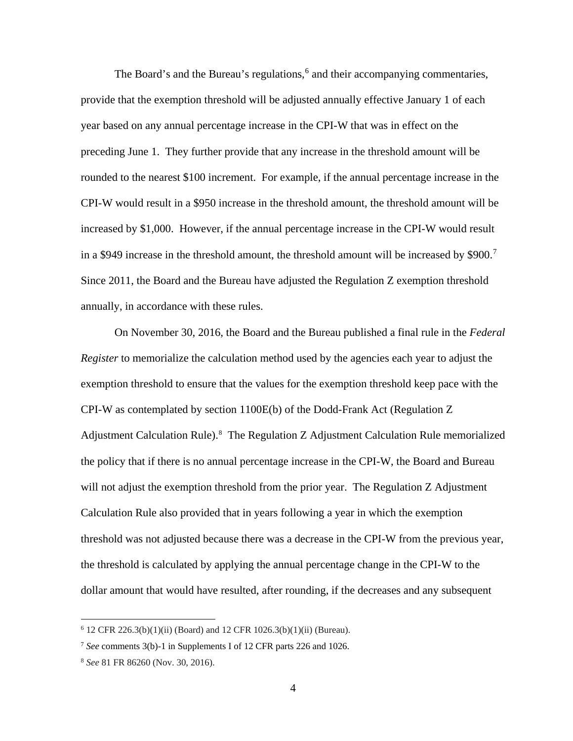The Board's and the Bureau's regulations,[6] and their accompanying commentaries, provide that the exemption threshold will be adjusted annually effective January 1 of each year based on any annual percentage increase in the CPI-W that was in effect on the preceding June 1. They further provide that any increase in the threshold amount will be rounded to the nearest $100 increment. For example, if the annual percentage increase in the CPI-W would result in a $950 increase in the threshold amount, the threshold amount will be increased by $1,000. However, if the annual percentage increase in the CPI-W would result in a $949 increase in the threshold amount, the threshold amount will be increased by $900.[7] Since 2011, the Board and the Bureau have adjusted the Regulation Z exemption threshold annually, in accordance with these rules.

On November 30, 2016, the Board and the Bureau published a final rule in the *Federal Register* to memorialize the calculation method used by the agencies each year to adjust the exemption threshold to ensure that the values for the exemption threshold keep pace with the CPI-W as contemplated by section 1100E(b) of the Dodd-Frank Act (Regulation Z Adjustment Calculation Rule).[8] The Regulation Z Adjustment Calculation Rule memorialized the policy that if there is no annual percentage increase in the CPI-W, the Board and Bureau will not adjust the exemption threshold from the prior year. The Regulation Z Adjustment Calculation Rule also provided that in years following a year in which the exemption threshold was not adjusted because there was a decrease in the CPI-W from the previous year, the threshold is calculated by applying the annual percentage change in the CPI-W to the dollar amount that would have resulted, after rounding, if the decreases and any subsequent

[6] 12 CFR 226.3(b)(1)(ii) (Board) and 12 CFR 1026.3(b)(1)(ii) (Bureau).

[7] *See* comments 3(b)-1 in Supplements I of 12 CFR parts 226 and 1026.

[8] *See* 81 FR 86260 (Nov. 30, 2016).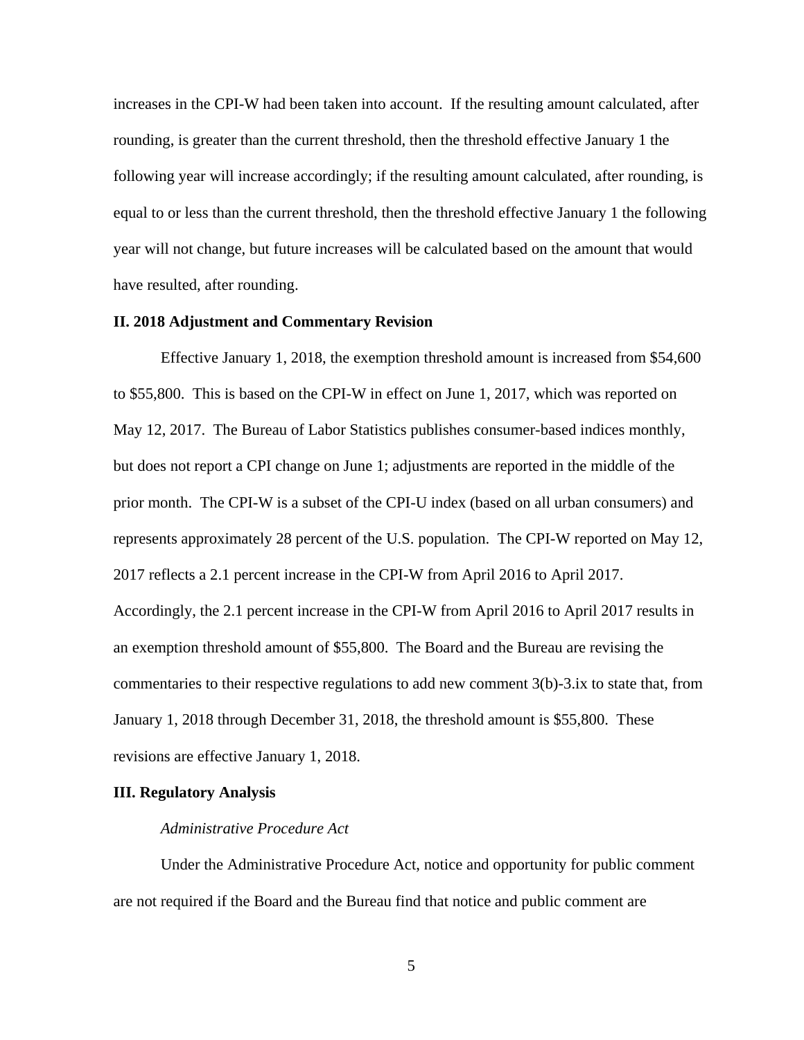increases in the CPI-W had been taken into account. If the resulting amount calculated, after rounding, is greater than the current threshold, then the threshold effective January 1 the following year will increase accordingly; if the resulting amount calculated, after rounding, is equal to or less than the current threshold, then the threshold effective January 1 the following year will not change, but future increases will be calculated based on the amount that would have resulted, after rounding.

## II. 2018 Adjustment and Commentary Revision

Effective January 1, 2018, the exemption threshold amount is increased from $54,600 to $55,800. This is based on the CPI-W in effect on June 1, 2017, which was reported on May 12, 2017. The Bureau of Labor Statistics publishes consumer-based indices monthly, but does not report a CPI change on June 1; adjustments are reported in the middle of the prior month. The CPI-W is a subset of the CPI-U index (based on all urban consumers) and represents approximately 28 percent of the U.S. population. The CPI-W reported on May 12, 2017 reflects a 2.1 percent increase in the CPI-W from April 2016 to April 2017. Accordingly, the 2.1 percent increase in the CPI-W from April 2016 to April 2017 results in an exemption threshold amount of $55,800. The Board and the Bureau are revising the commentaries to their respective regulations to add new comment 3(b)-3.ix to state that, from January 1, 2018 through December 31, 2018, the threshold amount is $55,800. These revisions are effective January 1, 2018.

## III. Regulatory Analysis

*Administrative Procedure Act*

Under the Administrative Procedure Act, notice and opportunity for public comment are not required if the Board and the Bureau find that notice and public comment are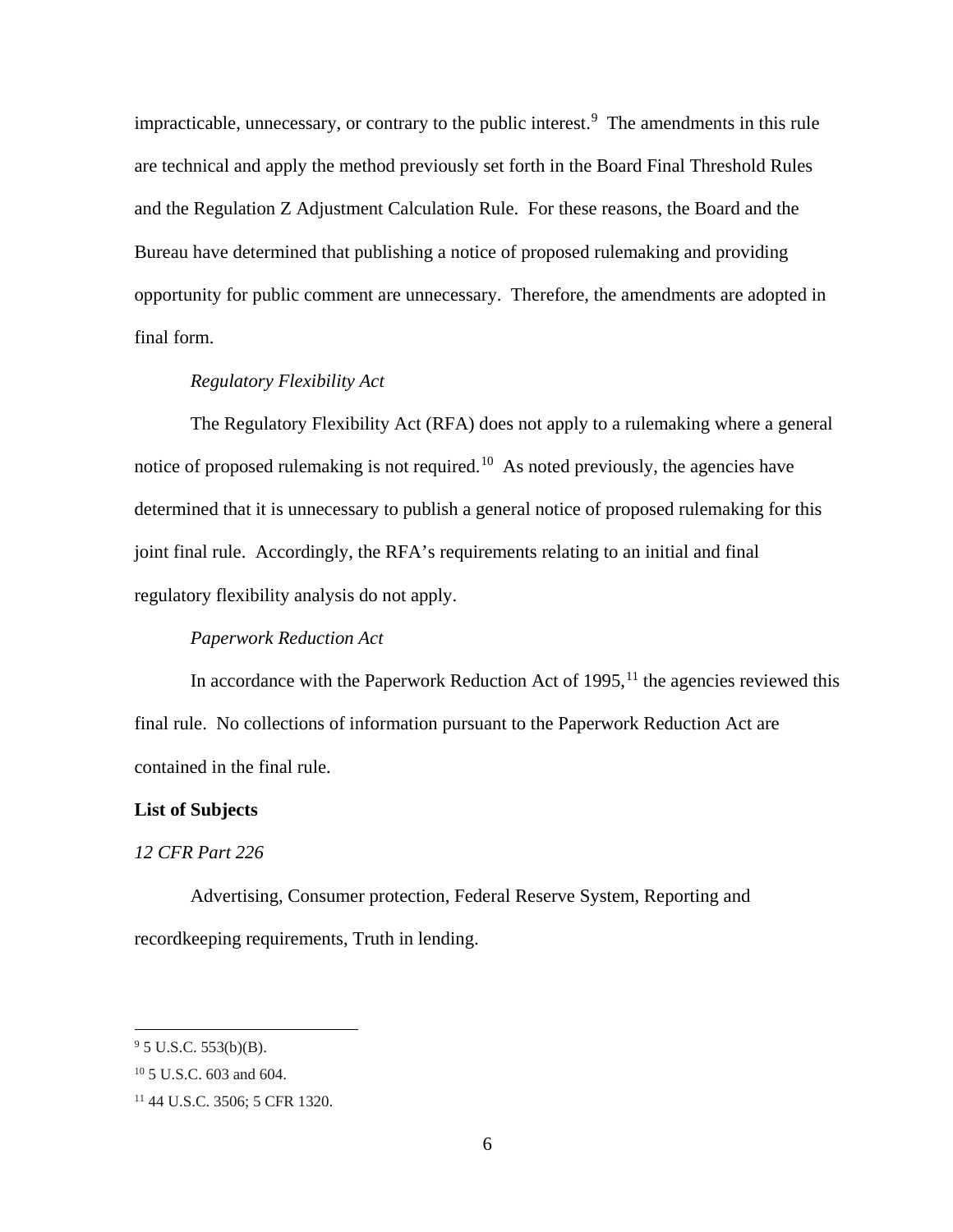impracticable, unnecessary, or contrary to the public interest.[9] The amendments in this rule are technical and apply the method previously set forth in the Board Final Threshold Rules and the Regulation Z Adjustment Calculation Rule. For these reasons, the Board and the Bureau have determined that publishing a notice of proposed rulemaking and providing opportunity for public comment are unnecessary. Therefore, the amendments are adopted in final form.

*Regulatory Flexibility Act*

The Regulatory Flexibility Act (RFA) does not apply to a rulemaking where a general notice of proposed rulemaking is not required.[10] As noted previously, the agencies have determined that it is unnecessary to publish a general notice of proposed rulemaking for this joint final rule. Accordingly, the RFA's requirements relating to an initial and final regulatory flexibility analysis do not apply.

*Paperwork Reduction Act*

In accordance with the Paperwork Reduction Act of 1995,[11] the agencies reviewed this final rule. No collections of information pursuant to the Paperwork Reduction Act are contained in the final rule.

**List of Subjects**

*12 CFR Part 226*

Advertising, Consumer protection, Federal Reserve System, Reporting and recordkeeping requirements, Truth in lending.

---

[9] 5 U.S.C. 553(b)(B).

[10] 5 U.S.C. 603 and 604.

[11] 44 U.S.C. 3506; 5 CFR 1320.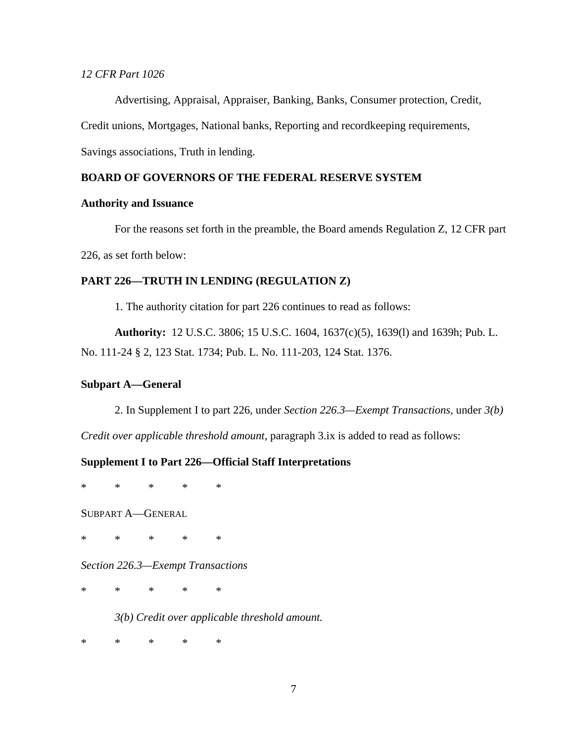*12 CFR Part 1026*

Advertising, Appraisal, Appraiser, Banking, Banks, Consumer protection, Credit, Credit unions, Mortgages, National banks, Reporting and recordkeeping requirements, Savings associations, Truth in lending.

**BOARD OF GOVERNORS OF THE FEDERAL RESERVE SYSTEM**

**Authority and Issuance**

For the reasons set forth in the preamble, the Board amends Regulation Z, 12 CFR part 226, as set forth below:

**PART 226—TRUTH IN LENDING (REGULATION Z)**

1. The authority citation for part 226 continues to read as follows:

**Authority:** 12 U.S.C. 3806; 15 U.S.C. 1604, 1637(c)(5), 1639(l) and 1639h; Pub. L. No. 111-24 § 2, 123 Stat. 1734; Pub. L. No. 111-203, 124 Stat. 1376.

**Subpart A—General**

2. In Supplement I to part 226, under *Section 226.3—Exempt Transactions*, under *3(b) Credit over applicable threshold amount*, paragraph 3.ix is added to read as follows:

**Supplement I to Part 226—Official Staff Interpretations**

\*     \*     \*     \*     \*

SUBPART A—GENERAL

\*     \*     \*     \*     \*

*Section 226.3—Exempt Transactions*

\*     \*     \*     \*     \*

*3(b) Credit over applicable threshold amount.*

\*     \*     \*     \*     \*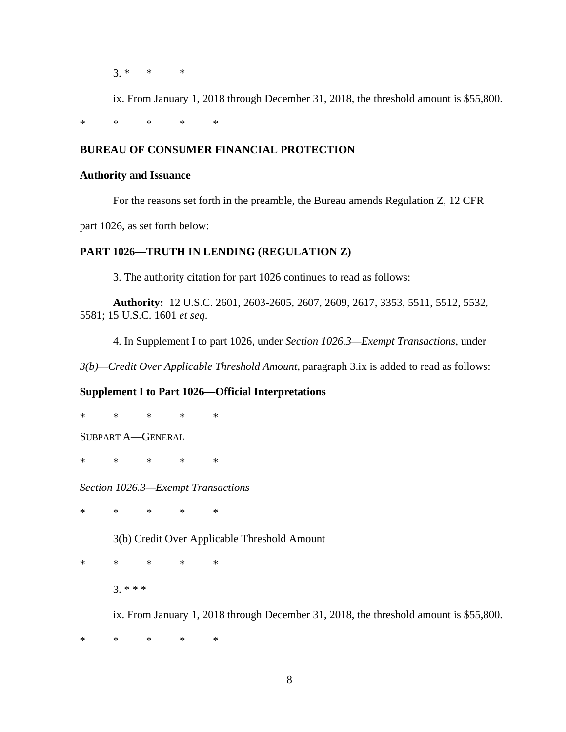3. * * *

ix. From January 1, 2018 through December 31, 2018, the threshold amount is $55,800.

\* \* \* \* \*

**BUREAU OF CONSUMER FINANCIAL PROTECTION**

**Authority and Issuance**

For the reasons set forth in the preamble, the Bureau amends Regulation Z, 12 CFR part 1026, as set forth below:

**PART 1026—TRUTH IN LENDING (REGULATION Z)**

3. The authority citation for part 1026 continues to read as follows:

**Authority:** 12 U.S.C. 2601, 2603-2605, 2607, 2609, 2617, 3353, 5511, 5512, 5532, 5581; 15 U.S.C. 1601 *et seq*.

4. In Supplement I to part 1026, under *Section 1026.3—Exempt Transactions*, under *3(b)—Credit Over Applicable Threshold Amount*, paragraph 3.ix is added to read as follows:

**Supplement I to Part 1026—Official Interpretations**

\* \* \* \* \*

SUBPART A—GENERAL

\* \* \* \* \*

*Section 1026.3—Exempt Transactions*

\* \* \* \* \*

3(b) Credit Over Applicable Threshold Amount

\* \* \* \* \*

3. * * *

ix. From January 1, 2018 through December 31, 2018, the threshold amount is $55,800.

\* \* \* \* \*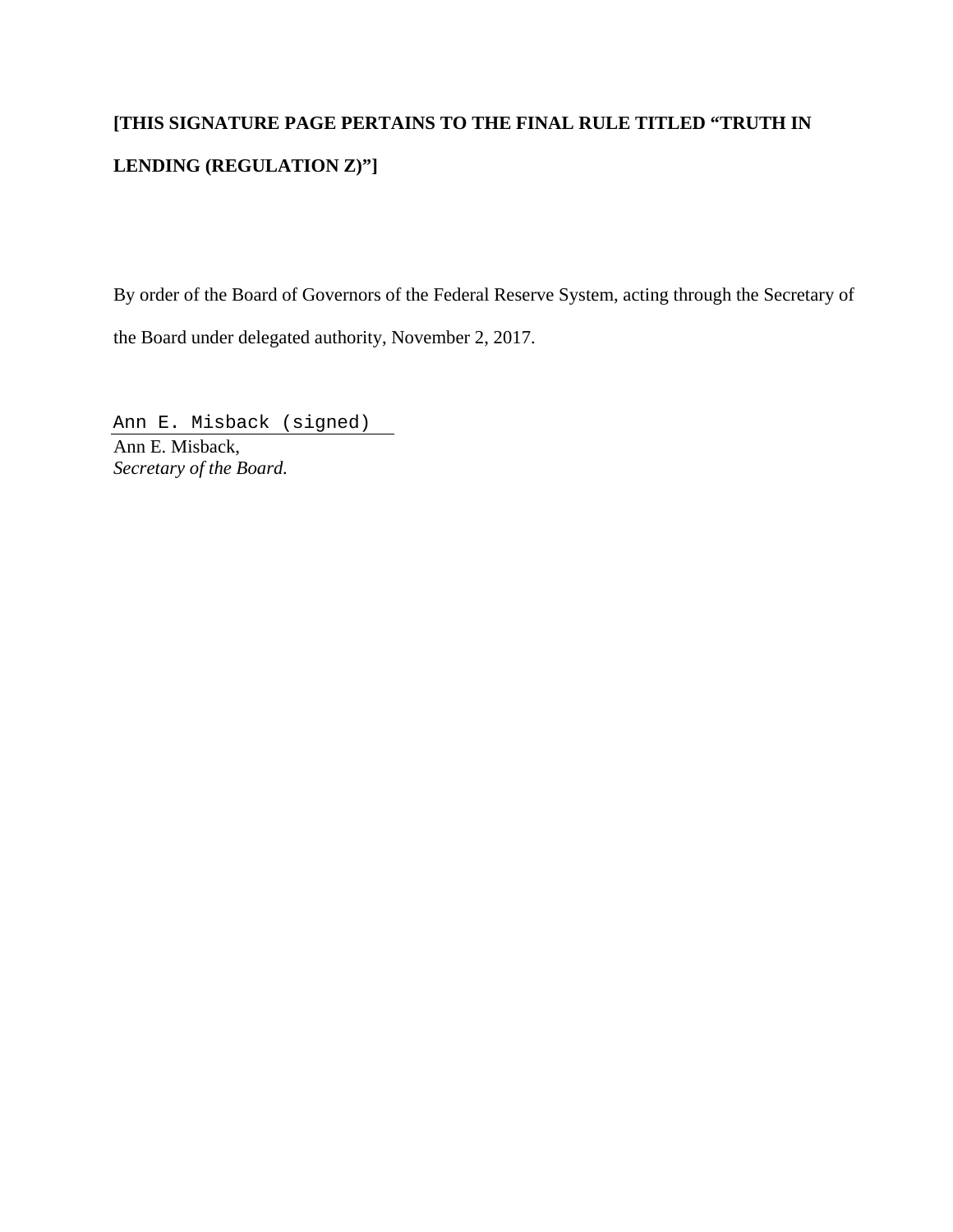**[THIS SIGNATURE PAGE PERTAINS TO THE FINAL RULE TITLED "TRUTH IN LENDING (REGULATION Z)"]**

By order of the Board of Governors of the Federal Reserve System, acting through the Secretary of the Board under delegated authority, November 2, 2017.

Ann E. Misback (signed)

Ann E. Misback,
*Secretary of the Board.*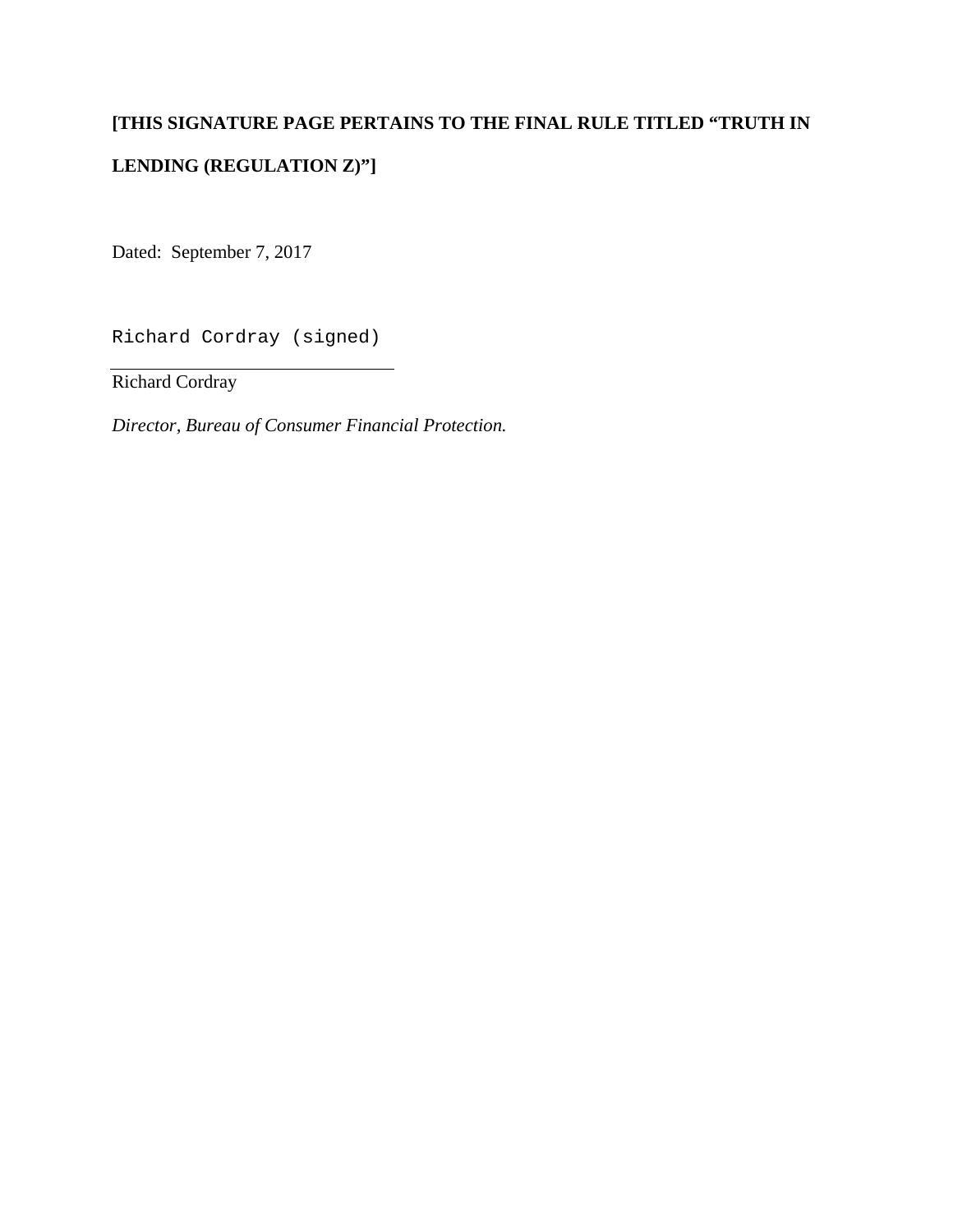**[THIS SIGNATURE PAGE PERTAINS TO THE FINAL RULE TITLED "TRUTH IN LENDING (REGULATION Z)"]**

Dated: September 7, 2017

Richard Cordray (signed)

\_\_\_\_\_\_\_\_\_\_\_\_\_\_\_\_\_\_\_\_\_\_\_\_\_\_\_\_\_\_\_\_

Richard Cordray

*Director, Bureau of Consumer Financial Protection.*